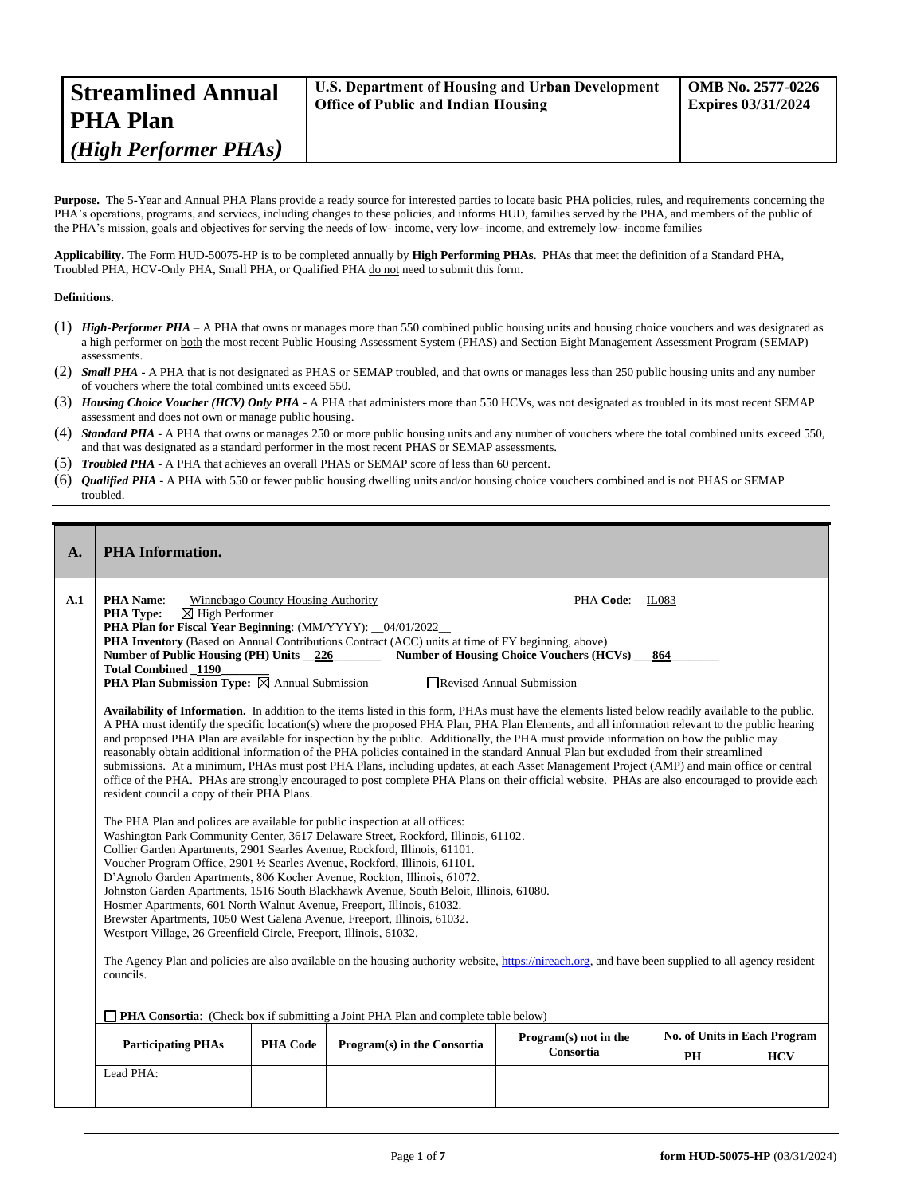# Streamlined Annual PHA Plan *(High Performer PHAs)*

**U.S. Department of Housing and Urban Development**
**Office of Public and Indian Housing**

**OMB No. 2577-0226**
**Expires 03/31/2024**

**Purpose.** The 5-Year and Annual PHA Plans provide a ready source for interested parties to locate basic PHA policies, rules, and requirements concerning the PHA's operations, programs, and services, including changes to these policies, and informs HUD, families served by the PHA, and members of the public of the PHA's mission, goals and objectives for serving the needs of low- income, very low- income, and extremely low- income families

**Applicability.** The Form HUD-50075-HP is to be completed annually by **High Performing PHAs**. PHAs that meet the definition of a Standard PHA, Troubled PHA, HCV-Only PHA, Small PHA, or Qualified PHA do not need to submit this form.

**Definitions.**

(1) ***High-Performer PHA*** – A PHA that owns or manages more than 550 combined public housing units and housing choice vouchers and was designated as a high performer on both the most recent Public Housing Assessment System (PHAS) and Section Eight Management Assessment Program (SEMAP) assessments.

(2) ***Small PHA*** - A PHA that is not designated as PHAS or SEMAP troubled, and that owns or manages less than 250 public housing units and any number of vouchers where the total combined units exceed 550.

(3) ***Housing Choice Voucher (HCV) Only PHA*** - A PHA that administers more than 550 HCVs, was not designated as troubled in its most recent SEMAP assessment and does not own or manage public housing.

(4) ***Standard PHA*** - A PHA that owns or manages 250 or more public housing units and any number of vouchers where the total combined units exceed 550, and that was designated as a standard performer in the most recent PHAS or SEMAP assessments.

(5) ***Troubled PHA*** - A PHA that achieves an overall PHAS or SEMAP score of less than 60 percent.

(6) ***Qualified PHA*** - A PHA with 550 or fewer public housing dwelling units and/or housing choice vouchers combined and is not PHAS or SEMAP troubled.

---

## A. PHA Information.

**A.1**

**PHA Name**: Winnebago County Housing Authority **PHA Code**: IL083
**PHA Type:** ☒ High Performer
**PHA Plan for Fiscal Year Beginning**: (MM/YYYY): 04/01/2022
**PHA Inventory** (Based on Annual Contributions Contract (ACC) units at time of FY beginning, above)
**Number of Public Housing (PH) Units** 226 **Number of Housing Choice Vouchers (HCVs)** 864
**Total Combined** 1190
**PHA Plan Submission Type:** ☒ Annual Submission ☐ Revised Annual Submission

**Availability of Information.** In addition to the items listed in this form, PHAs must have the elements listed below readily available to the public. A PHA must identify the specific location(s) where the proposed PHA Plan, PHA Plan Elements, and all information relevant to the public hearing and proposed PHA Plan are available for inspection by the public. Additionally, the PHA must provide information on how the public may reasonably obtain additional information of the PHA policies contained in the standard Annual Plan but excluded from their streamlined submissions. At a minimum, PHAs must post PHA Plans, including updates, at each Asset Management Project (AMP) and main office or central office of the PHA. PHAs are strongly encouraged to post complete PHA Plans on their official website. PHAs are also encouraged to provide each resident council a copy of their PHA Plans.

The PHA Plan and polices are available for public inspection at all offices:
Washington Park Community Center, 3617 Delaware Street, Rockford, Illinois, 61102.
Collier Garden Apartments, 2901 Searles Avenue, Rockford, Illinois, 61101.
Voucher Program Office, 2901 ½ Searles Avenue, Rockford, Illinois, 61101.
D'Agnolo Garden Apartments, 806 Kocher Avenue, Rockton, Illinois, 61072.
Johnston Garden Apartments, 1516 South Blackhawk Avenue, South Beloit, Illinois, 61080.
Hosmer Apartments, 601 North Walnut Avenue, Freeport, Illinois, 61032.
Brewster Apartments, 1050 West Galena Avenue, Freeport, Illinois, 61032.
Westport Village, 26 Greenfield Circle, Freeport, Illinois, 61032.

The Agency Plan and policies are also available on the housing authority website, https://nireach.org, and have been supplied to all agency resident councils.

☐ **PHA Consortia**: (Check box if submitting a Joint PHA Plan and complete table below)

| Participating PHAs | PHA Code | Program(s) in the Consortia | Program(s) not in the Consortia | No. of Units in Each Program | |
|---|---|---|---|---|---|
| | | | | PH | HCV |
| Lead PHA: | | | | | |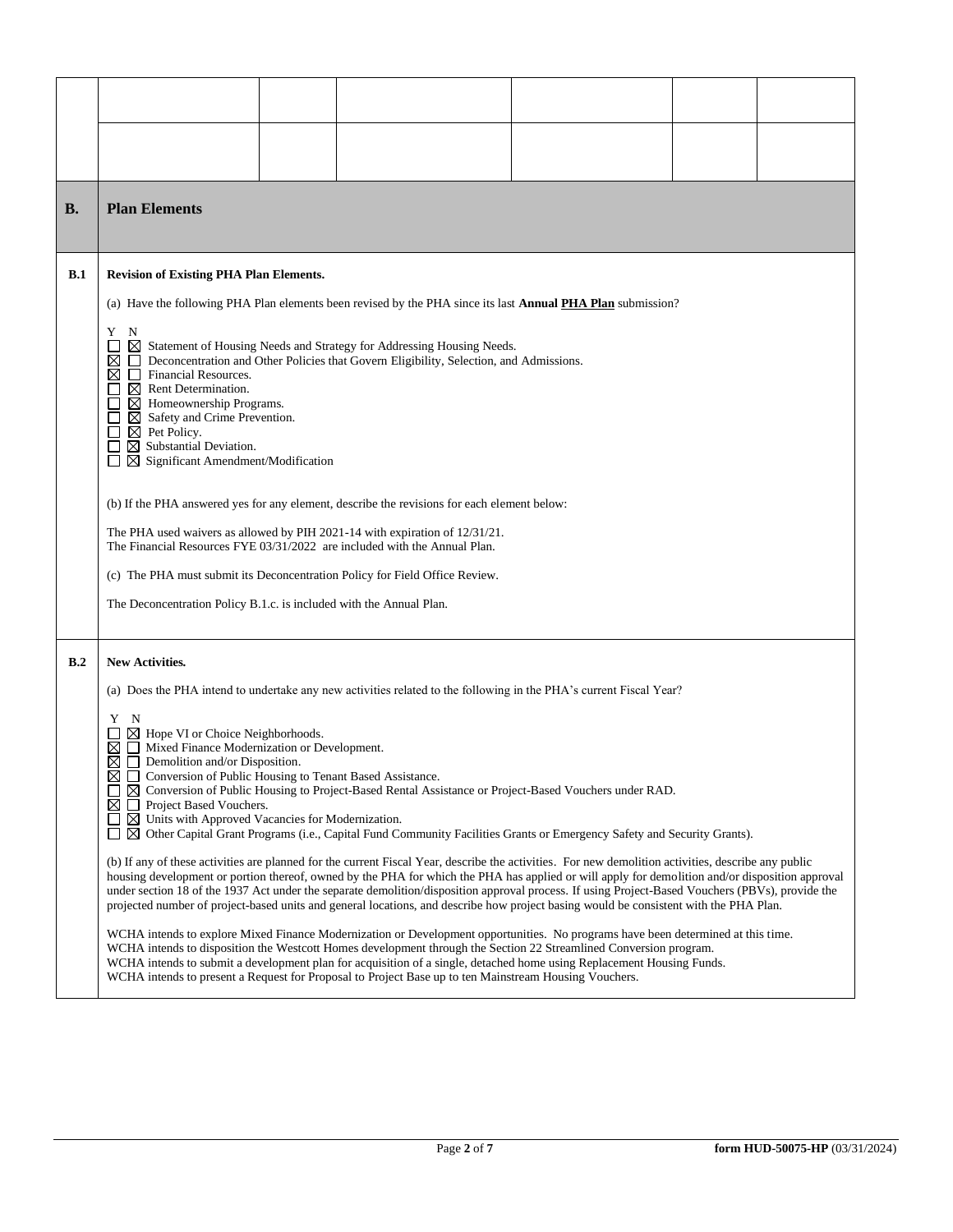| | | | | | | |
|---|---|---|---|---|---|---|
| | | | | | | |
| | | | | | | |

## B. Plan Elements

### B.1 Revision of Existing PHA Plan Elements.

(a) Have the following PHA Plan elements been revised by the PHA since its last **Annual PHA Plan** submission?

Y N
☐ ☒ Statement of Housing Needs and Strategy for Addressing Housing Needs.
☒ ☐ Deconcentration and Other Policies that Govern Eligibility, Selection, and Admissions.
☒ ☐ Financial Resources.
☐ ☒ Rent Determination.
☐ ☒ Homeownership Programs.
☐ ☒ Safety and Crime Prevention.
☐ ☒ Pet Policy.
☐ ☒ Substantial Deviation.
☐ ☒ Significant Amendment/Modification

(b) If the PHA answered yes for any element, describe the revisions for each element below:

The PHA used waivers as allowed by PIH 2021-14 with expiration of 12/31/21.
The Financial Resources FYE 03/31/2022 are included with the Annual Plan.

(c) The PHA must submit its Deconcentration Policy for Field Office Review.

The Deconcentration Policy B.1.c. is included with the Annual Plan.

### B.2 New Activities.

(a) Does the PHA intend to undertake any new activities related to the following in the PHA's current Fiscal Year?

Y N
☐ ☒ Hope VI or Choice Neighborhoods.
☒ ☐ Mixed Finance Modernization or Development.
☒ ☐ Demolition and/or Disposition.
☒ ☐ Conversion of Public Housing to Tenant Based Assistance.
☐ ☒ Conversion of Public Housing to Project-Based Rental Assistance or Project-Based Vouchers under RAD.
☒ ☐ Project Based Vouchers.
☐ ☒ Units with Approved Vacancies for Modernization.
☐ ☒ Other Capital Grant Programs (i.e., Capital Fund Community Facilities Grants or Emergency Safety and Security Grants).

(b) If any of these activities are planned for the current Fiscal Year, describe the activities. For new demolition activities, describe any public housing development or portion thereof, owned by the PHA for which the PHA has applied or will apply for demolition and/or disposition approval under section 18 of the 1937 Act under the separate demolition/disposition approval process. If using Project-Based Vouchers (PBVs), provide the projected number of project-based units and general locations, and describe how project basing would be consistent with the PHA Plan.

WCHA intends to explore Mixed Finance Modernization or Development opportunities. No programs have been determined at this time.
WCHA intends to disposition the Westcott Homes development through the Section 22 Streamlined Conversion program.
WCHA intends to submit a development plan for acquisition of a single, detached home using Replacement Housing Funds.
WCHA intends to present a Request for Proposal to Project Base up to ten Mainstream Housing Vouchers.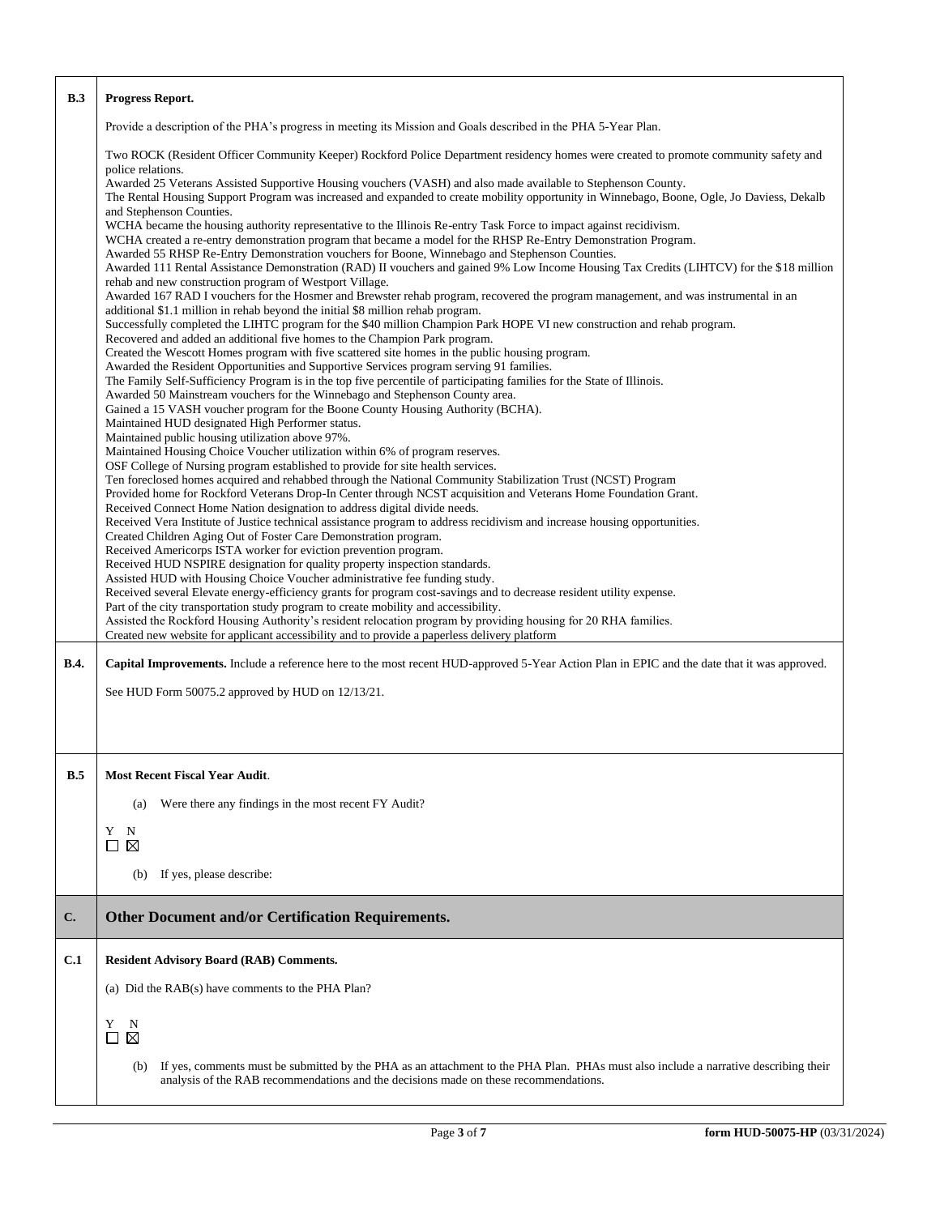**B.3 Progress Report.**

Provide a description of the PHA's progress in meeting its Mission and Goals described in the PHA 5-Year Plan.

Two ROCK (Resident Officer Community Keeper) Rockford Police Department residency homes were created to promote community safety and police relations.
Awarded 25 Veterans Assisted Supportive Housing vouchers (VASH) and also made available to Stephenson County.
The Rental Housing Support Program was increased and expanded to create mobility opportunity in Winnebago, Boone, Ogle, Jo Daviess, Dekalb and Stephenson Counties.
WCHA became the housing authority representative to the Illinois Re-entry Task Force to impact against recidivism.
WCHA created a re-entry demonstration program that became a model for the RHSP Re-Entry Demonstration Program.
Awarded 55 RHSP Re-Entry Demonstration vouchers for Boone, Winnebago and Stephenson Counties.
Awarded 111 Rental Assistance Demonstration (RAD) II vouchers and gained 9% Low Income Housing Tax Credits (LIHTCV) for the $18 million rehab and new construction program of Westport Village.
Awarded 167 RAD I vouchers for the Hosmer and Brewster rehab program, recovered the program management, and was instrumental in an additional $1.1 million in rehab beyond the initial $8 million rehab program.
Successfully completed the LIHTC program for the $40 million Champion Park HOPE VI new construction and rehab program.
Recovered and added an additional five homes to the Champion Park program.
Created the Wescott Homes program with five scattered site homes in the public housing program.
Awarded the Resident Opportunities and Supportive Services program serving 91 families.
The Family Self-Sufficiency Program is in the top five percentile of participating families for the State of Illinois.
Awarded 50 Mainstream vouchers for the Winnebago and Stephenson County area.
Gained a 15 VASH voucher program for the Boone County Housing Authority (BCHA).
Maintained HUD designated High Performer status.
Maintained public housing utilization above 97%.
Maintained Housing Choice Voucher utilization within 6% of program reserves.
OSF College of Nursing program established to provide for site health services.
Ten foreclosed homes acquired and rehabbed through the National Community Stabilization Trust (NCST) Program
Provided home for Rockford Veterans Drop-In Center through NCST acquisition and Veterans Home Foundation Grant.
Received Connect Home Nation designation to address digital divide needs.
Received Vera Institute of Justice technical assistance program to address recidivism and increase housing opportunities.
Created Children Aging Out of Foster Care Demonstration program.
Received Americorps ISTA worker for eviction prevention program.
Received HUD NSPIRE designation for quality property inspection standards.
Assisted HUD with Housing Choice Voucher administrative fee funding study.
Received several Elevate energy-efficiency grants for program cost-savings and to decrease resident utility expense.
Part of the city transportation study program to create mobility and accessibility.
Assisted the Rockford Housing Authority's resident relocation program by providing housing for 20 RHA families.
Created new website for applicant accessibility and to provide a paperless delivery platform

**B.4. Capital Improvements.** Include a reference here to the most recent HUD-approved 5-Year Action Plan in EPIC and the date that it was approved.

See HUD Form 50075.2 approved by HUD on 12/13/21.

**B.5 Most Recent Fiscal Year Audit.**

(a) Were there any findings in the most recent FY Audit?

Y ☐ N ☒

(b) If yes, please describe:

## C. Other Document and/or Certification Requirements.

**C.1 Resident Advisory Board (RAB) Comments.**

(a) Did the RAB(s) have comments to the PHA Plan?

Y ☐ N ☒

(b) If yes, comments must be submitted by the PHA as an attachment to the PHA Plan. PHAs must also include a narrative describing their analysis of the RAB recommendations and the decisions made on these recommendations.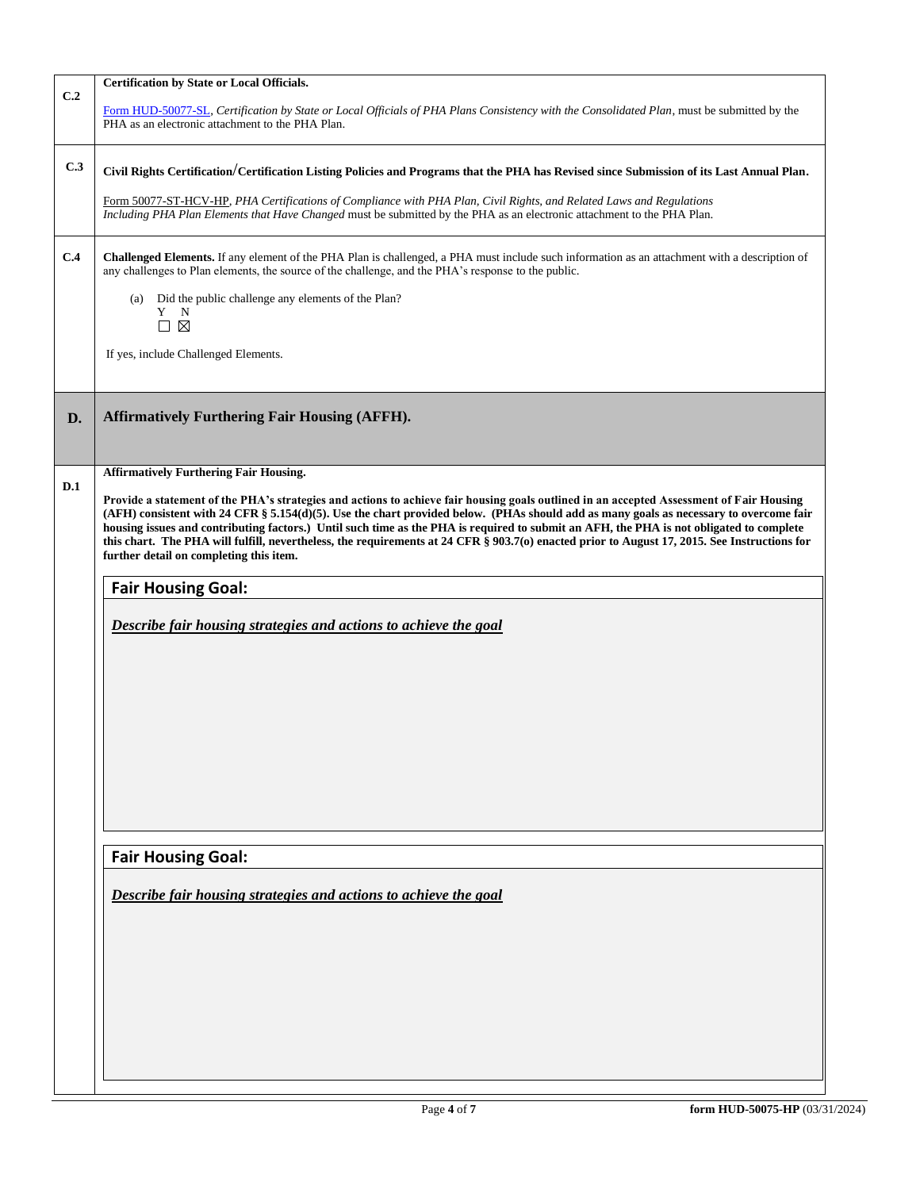**C.2** **Certification by State or Local Officials.**

Form HUD-50077-SL, *Certification by State or Local Officials of PHA Plans Consistency with the Consolidated Plan*, must be submitted by the PHA as an electronic attachment to the PHA Plan.

**C.3** **Civil Rights Certification/Certification Listing Policies and Programs that the PHA has Revised since Submission of its Last Annual Plan.**

Form 50077-ST-HCV-HP, *PHA Certifications of Compliance with PHA Plan, Civil Rights, and Related Laws and Regulations Including PHA Plan Elements that Have Changed* must be submitted by the PHA as an electronic attachment to the PHA Plan.

**C.4** **Challenged Elements.** If any element of the PHA Plan is challenged, a PHA must include such information as an attachment with a description of any challenges to Plan elements, the source of the challenge, and the PHA's response to the public.

(a) Did the public challenge any elements of the Plan?

Y ☐ N ☒

If yes, include Challenged Elements.

## D. Affirmatively Furthering Fair Housing (AFFH).

**D.1** **Affirmatively Furthering Fair Housing.**

**Provide a statement of the PHA's strategies and actions to achieve fair housing goals outlined in an accepted Assessment of Fair Housing (AFFH) consistent with 24 CFR § 5.154(d)(5). Use the chart provided below. (PHAs should add as many goals as necessary to overcome fair housing issues and contributing factors.) Until such time as the PHA is required to submit an AFH, the PHA is not obligated to complete this chart. The PHA will fulfill, nevertheless, the requirements at 24 CFR § 903.7(o) enacted prior to August 17, 2015. See Instructions for further detail on completing this item.**

**Fair Housing Goal:**

***Describe fair housing strategies and actions to achieve the goal***

**Fair Housing Goal:**

***Describe fair housing strategies and actions to achieve the goal***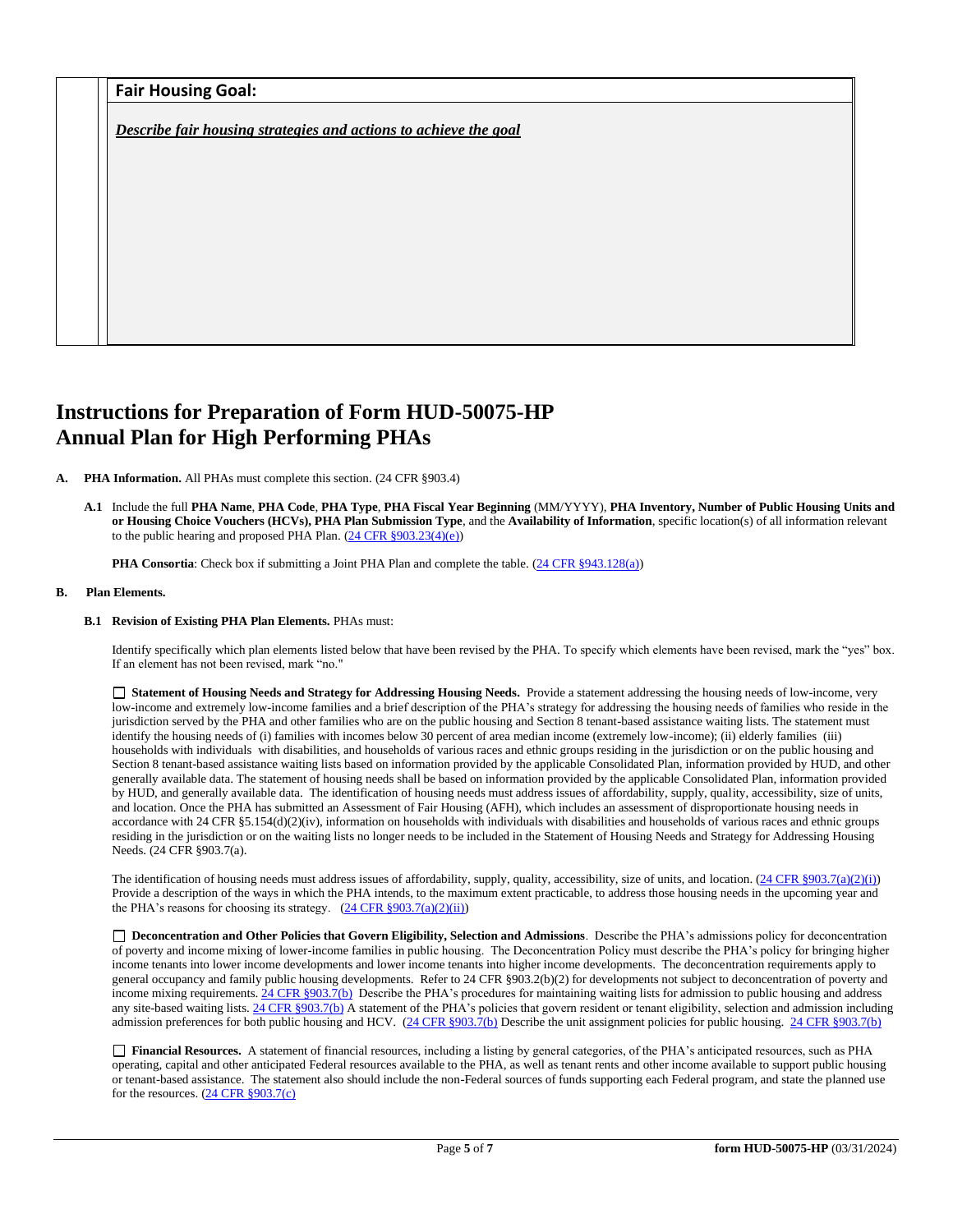| | Fair Housing Goal: |
|---|---|
| | ***Describe fair housing strategies and actions to achieve the goal*** |

# Instructions for Preparation of Form HUD-50075-HP Annual Plan for High Performing PHAs

**A. PHA Information.** All PHAs must complete this section. (24 CFR §903.4)

**A.1** Include the full **PHA Name**, **PHA Code**, **PHA Type**, **PHA Fiscal Year Beginning** (MM/YYYY), **PHA Inventory, Number of Public Housing Units and or Housing Choice Vouchers (HCVs), PHA Plan Submission Type**, and the **Availability of Information**, specific location(s) of all information relevant to the public hearing and proposed PHA Plan. (24 CFR §903.23(4)(e))

**PHA Consortia**: Check box if submitting a Joint PHA Plan and complete the table. (24 CFR §943.128(a))

**B. Plan Elements.**

**B.1 Revision of Existing PHA Plan Elements.** PHAs must:

Identify specifically which plan elements listed below that have been revised by the PHA. To specify which elements have been revised, mark the "yes" box. If an element has not been revised, mark "no."

☐ **Statement of Housing Needs and Strategy for Addressing Housing Needs.** Provide a statement addressing the housing needs of low-income, very low-income and extremely low-income families and a brief description of the PHA's strategy for addressing the housing needs of families who reside in the jurisdiction served by the PHA and other families who are on the public housing and Section 8 tenant-based assistance waiting lists. The statement must identify the housing needs of (i) families with incomes below 30 percent of area median income (extremely low-income); (ii) elderly families (iii) households with individuals with disabilities, and households of various races and ethnic groups residing in the jurisdiction or on the public housing and Section 8 tenant-based assistance waiting lists based on information provided by the applicable Consolidated Plan, information provided by HUD, and other generally available data. The statement of housing needs shall be based on information provided by the applicable Consolidated Plan, information provided by HUD, and generally available data. The identification of housing needs must address issues of affordability, supply, quality, accessibility, size of units, and location. Once the PHA has submitted an Assessment of Fair Housing (AFH), which includes an assessment of disproportionate housing needs in accordance with 24 CFR §5.154(d)(2)(iv), information on households with individuals with disabilities and households of various races and ethnic groups residing in the jurisdiction or on the waiting lists no longer needs to be included in the Statement of Housing Needs and Strategy for Addressing Housing Needs. (24 CFR §903.7(a).

The identification of housing needs must address issues of affordability, supply, quality, accessibility, size of units, and location. (24 CFR §903.7(a)(2)(i)) Provide a description of the ways in which the PHA intends, to the maximum extent practicable, to address those housing needs in the upcoming year and the PHA's reasons for choosing its strategy. (24 CFR §903.7(a)(2)(ii))

☐ **Deconcentration and Other Policies that Govern Eligibility, Selection and Admissions**. Describe the PHA's admissions policy for deconcentration of poverty and income mixing of lower-income families in public housing. The Deconcentration Policy must describe the PHA's policy for bringing higher income tenants into lower income developments and lower income tenants into higher income developments. The deconcentration requirements apply to general occupancy and family public housing developments. Refer to 24 CFR §903.2(b)(2) for developments not subject to deconcentration of poverty and income mixing requirements. 24 CFR §903.7(b) Describe the PHA's procedures for maintaining waiting lists for admission to public housing and address any site-based waiting lists. 24 CFR §903.7(b) A statement of the PHA's policies that govern resident or tenant eligibility, selection and admission including admission preferences for both public housing and HCV. (24 CFR §903.7(b) Describe the unit assignment policies for public housing. 24 CFR §903.7(b)

☐ **Financial Resources.** A statement of financial resources, including a listing by general categories, of the PHA's anticipated resources, such as PHA operating, capital and other anticipated Federal resources available to the PHA, as well as tenant rents and other income available to support public housing or tenant-based assistance. The statement also should include the non-Federal sources of funds supporting each Federal program, and state the planned use for the resources. (24 CFR §903.7(c)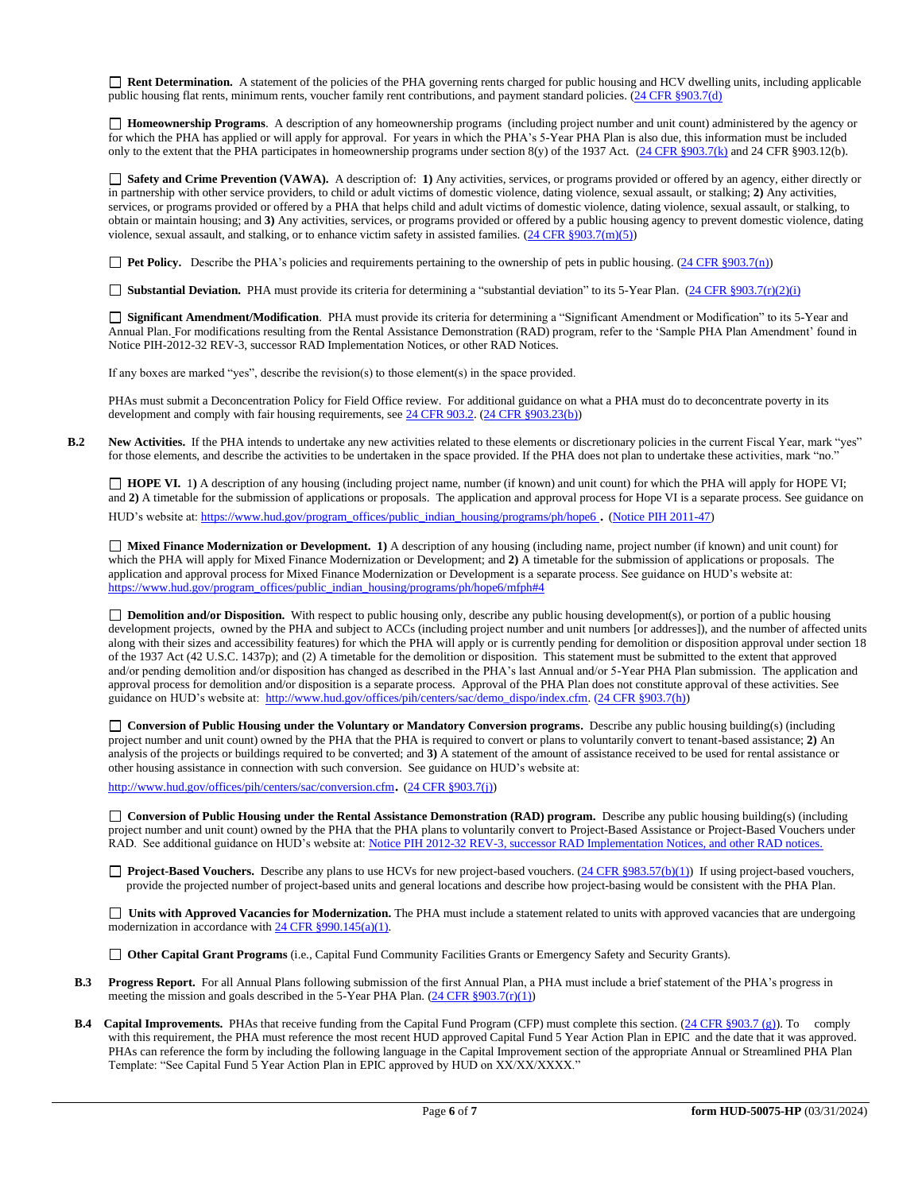☐ **Rent Determination.** A statement of the policies of the PHA governing rents charged for public housing and HCV dwelling units, including applicable public housing flat rents, minimum rents, voucher family rent contributions, and payment standard policies. (24 CFR §903.7(d)

☐ **Homeownership Programs**. A description of any homeownership programs (including project number and unit count) administered by the agency or for which the PHA has applied or will apply for approval. For years in which the PHA's 5-Year PHA Plan is also due, this information must be included only to the extent that the PHA participates in homeownership programs under section 8(y) of the 1937 Act. (24 CFR §903.7(k) and 24 CFR §903.12(b).

☐ **Safety and Crime Prevention (VAWA).** A description of: **1)** Any activities, services, or programs provided or offered by an agency, either directly or in partnership with other service providers, to child or adult victims of domestic violence, dating violence, sexual assault, or stalking; **2)** Any activities, services, or programs provided or offered by a PHA that helps child and adult victims of domestic violence, dating violence, sexual assault, or stalking, to obtain or maintain housing; and **3)** Any activities, services, or programs provided or offered by a public housing agency to prevent domestic violence, dating violence, sexual assault, and stalking, or to enhance victim safety in assisted families. (24 CFR §903.7(m)(5))

☐ **Pet Policy.** Describe the PHA's policies and requirements pertaining to the ownership of pets in public housing. (24 CFR §903.7(n))

☐ **Substantial Deviation.** PHA must provide its criteria for determining a "substantial deviation" to its 5-Year Plan. (24 CFR §903.7(r)(2)(i)

☐ **Significant Amendment/Modification**. PHA must provide its criteria for determining a "Significant Amendment or Modification" to its 5-Year and Annual Plan. For modifications resulting from the Rental Assistance Demonstration (RAD) program, refer to the 'Sample PHA Plan Amendment' found in Notice PIH-2012-32 REV-3, successor RAD Implementation Notices, or other RAD Notices.

If any boxes are marked "yes", describe the revision(s) to those element(s) in the space provided.

PHAs must submit a Deconcentration Policy for Field Office review. For additional guidance on what a PHA must do to deconcentrate poverty in its development and comply with fair housing requirements, see 24 CFR 903.2. (24 CFR §903.23(b))

**B.2 New Activities.** If the PHA intends to undertake any new activities related to these elements or discretionary policies in the current Fiscal Year, mark "yes" for those elements, and describe the activities to be undertaken in the space provided. If the PHA does not plan to undertake these activities, mark "no."

☐ **HOPE VI.** 1) A description of any housing (including project name, number (if known) and unit count) for which the PHA will apply for HOPE VI; and **2)** A timetable for the submission of applications or proposals. The application and approval process for Hope VI is a separate process. See guidance on HUD's website at: https://www.hud.gov/program_offices/public_indian_housing/programs/ph/hope6 . (Notice PIH 2011-47)

☐ **Mixed Finance Modernization or Development. 1)** A description of any housing (including name, project number (if known) and unit count) for which the PHA will apply for Mixed Finance Modernization or Development; and **2)** A timetable for the submission of applications or proposals. The application and approval process for Mixed Finance Modernization or Development is a separate process. See guidance on HUD's website at: https://www.hud.gov/program_offices/public_indian_housing/programs/ph/hope6/mfph#4

☐ **Demolition and/or Disposition.** With respect to public housing only, describe any public housing development(s), or portion of a public housing development projects, owned by the PHA and subject to ACCs (including project number and unit numbers [or addresses]), and the number of affected units along with their sizes and accessibility features) for which the PHA will apply or is currently pending for demolition or disposition approval under section 18 of the 1937 Act (42 U.S.C. 1437p); and (2) A timetable for the demolition or disposition. This statement must be submitted to the extent that approved and/or pending demolition and/or disposition has changed as described in the PHA's last Annual and/or 5-Year PHA Plan submission. The application and approval process for demolition and/or disposition is a separate process. Approval of the PHA Plan does not constitute approval of these activities. See guidance on HUD's website at: http://www.hud.gov/offices/pih/centers/sac/demo_dispo/index.cfm. (24 CFR §903.7(h))

☐ **Conversion of Public Housing under the Voluntary or Mandatory Conversion programs.** Describe any public housing building(s) (including project number and unit count) owned by the PHA that the PHA is required to convert or plans to voluntarily convert to tenant-based assistance; **2)** An analysis of the projects or buildings required to be converted; and **3)** A statement of the amount of assistance received to be used for rental assistance or other housing assistance in connection with such conversion. See guidance on HUD's website at: http://www.hud.gov/offices/pih/centers/sac/conversion.cfm. (24 CFR §903.7(j))

☐ **Conversion of Public Housing under the Rental Assistance Demonstration (RAD) program.** Describe any public housing building(s) (including project number and unit count) owned by the PHA that the PHA plans to voluntarily convert to Project-Based Assistance or Project-Based Vouchers under RAD. See additional guidance on HUD's website at: Notice PIH 2012-32 REV-3, successor RAD Implementation Notices, and other RAD notices.

☐ **Project-Based Vouchers.** Describe any plans to use HCVs for new project-based vouchers. (24 CFR §983.57(b)(1)) If using project-based vouchers, provide the projected number of project-based units and general locations and describe how project-basing would be consistent with the PHA Plan.

☐ **Units with Approved Vacancies for Modernization.** The PHA must include a statement related to units with approved vacancies that are undergoing modernization in accordance with 24 CFR §990.145(a)(1).

☐ **Other Capital Grant Programs** (i.e., Capital Fund Community Facilities Grants or Emergency Safety and Security Grants).

**B.3 Progress Report.** For all Annual Plans following submission of the first Annual Plan, a PHA must include a brief statement of the PHA's progress in meeting the mission and goals described in the 5-Year PHA Plan. (24 CFR §903.7(r)(1))

**B.4 Capital Improvements.** PHAs that receive funding from the Capital Fund Program (CFP) must complete this section. (24 CFR §903.7 (g)). To comply with this requirement, the PHA must reference the most recent HUD approved Capital Fund 5 Year Action Plan in EPIC and the date that it was approved. PHAs can reference the form by including the following language in the Capital Improvement section of the appropriate Annual or Streamlined PHA Plan Template: "See Capital Fund 5 Year Action Plan in EPIC approved by HUD on XX/XX/XXXX."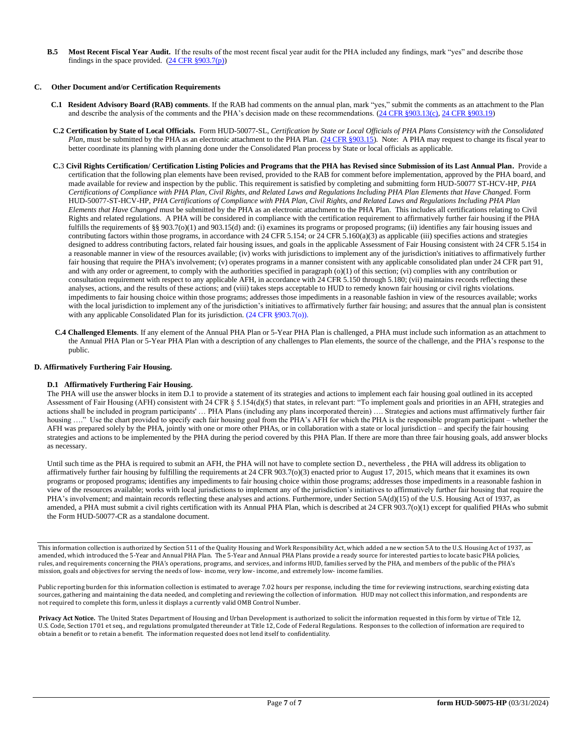**B.5 Most Recent Fiscal Year Audit.** If the results of the most recent fiscal year audit for the PHA included any findings, mark "yes" and describe those findings in the space provided. (24 CFR §903.7(p))

## C. Other Document and/or Certification Requirements

**C.1 Resident Advisory Board (RAB) comments**. If the RAB had comments on the annual plan, mark "yes," submit the comments as an attachment to the Plan and describe the analysis of the comments and the PHA's decision made on these recommendations. (24 CFR §903.13(c), 24 CFR §903.19)

**C.2 Certification by State of Local Officials.** Form HUD-50077-SL, *Certification by State or Local Officials of PHA Plans Consistency with the Consolidated Plan*, must be submitted by the PHA as an electronic attachment to the PHA Plan. (24 CFR §903.15). Note: A PHA may request to change its fiscal year to better coordinate its planning with planning done under the Consolidated Plan process by State or local officials as applicable.

**C.3 Civil Rights Certification/ Certification Listing Policies and Programs that the PHA has Revised since Submission of its Last Annual Plan.** Provide a certification that the following plan elements have been revised, provided to the RAB for comment before implementation, approved by the PHA board, and made available for review and inspection by the public. This requirement is satisfied by completing and submitting form HUD-50077 ST-HCV-HP, *PHA Certifications of Compliance with PHA Plan, Civil Rights, and Related Laws and Regulations Including PHA Plan Elements that Have Changed*. Form HUD-50077-ST-HCV-HP, *PHA Certifications of Compliance with PHA Plan, Civil Rights, and Related Laws and Regulations Including PHA Plan Elements that Have Changed* must be submitted by the PHA as an electronic attachment to the PHA Plan. This includes all certifications relating to Civil Rights and related regulations. A PHA will be considered in compliance with the certification requirement to affirmatively further fair housing if the PHA fulfills the requirements of §§ 903.7(o)(1) and 903.15(d) and: (i) examines its programs or proposed programs; (ii) identifies any fair housing issues and contributing factors within those programs, in accordance with 24 CFR 5.154; or 24 CFR 5.160(a)(3) as applicable (iii) specifies actions and strategies designed to address contributing factors, related fair housing issues, and goals in the applicable Assessment of Fair Housing consistent with 24 CFR 5.154 in a reasonable manner in view of the resources available; (iv) works with jurisdictions to implement any of the jurisdiction's initiatives to affirmatively further fair housing that require the PHA's involvement; (v) operates programs in a manner consistent with any applicable consolidated plan under 24 CFR part 91, and with any order or agreement, to comply with the authorities specified in paragraph (o)(1) of this section; (vi) complies with any contribution or consultation requirement with respect to any applicable AFH, in accordance with 24 CFR 5.150 through 5.180; (vii) maintains records reflecting these analyses, actions, and the results of these actions; and (viii) takes steps acceptable to HUD to remedy known fair housing or civil rights violations. impediments to fair housing choice within those programs; addresses those impediments in a reasonable fashion in view of the resources available; works with the local jurisdiction to implement any of the jurisdiction's initiatives to affirmatively further fair housing; and assures that the annual plan is consistent with any applicable Consolidated Plan for its jurisdiction. (24 CFR §903.7(o)).

**C.4 Challenged Elements**. If any element of the Annual PHA Plan or 5-Year PHA Plan is challenged, a PHA must include such information as an attachment to the Annual PHA Plan or 5-Year PHA Plan with a description of any challenges to Plan elements, the source of the challenge, and the PHA's response to the public.

## D. Affirmatively Furthering Fair Housing.

### D.1 Affirmatively Furthering Fair Housing.

The PHA will use the answer blocks in item D.1 to provide a statement of its strategies and actions to implement each fair housing goal outlined in its accepted Assessment of Fair Housing (AFH) consistent with 24 CFR § 5.154(d)(5) that states, in relevant part: "To implement goals and priorities in an AFH, strategies and actions shall be included in program participants' … PHA Plans (including any plans incorporated therein) …. Strategies and actions must affirmatively further fair housing …." Use the chart provided to specify each fair housing goal from the PHA's AFH for which the PHA is the responsible program participant – whether the AFH was prepared solely by the PHA, jointly with one or more other PHAs, or in collaboration with a state or local jurisdiction – and specify the fair housing strategies and actions to be implemented by the PHA during the period covered by this PHA Plan. If there are more than three fair housing goals, add answer blocks as necessary.

Until such time as the PHA is required to submit an AFH, the PHA will not have to complete section D., nevertheless , the PHA will address its obligation to affirmatively further fair housing by fulfilling the requirements at 24 CFR 903.7(o)(3) enacted prior to August 17, 2015, which means that it examines its own programs or proposed programs; identifies any impediments to fair housing choice within those programs; addresses those impediments in a reasonable fashion in view of the resources available; works with local jurisdictions to implement any of the jurisdiction's initiatives to affirmatively further fair housing that require the PHA's involvement; and maintain records reflecting these analyses and actions. Furthermore, under Section 5A(d)(15) of the U.S. Housing Act of 1937, as amended, a PHA must submit a civil rights certification with its Annual PHA Plan, which is described at 24 CFR 903.7(o)(1) except for qualified PHAs who submit the Form HUD-50077-CR as a standalone document.

---

This information collection is authorized by Section 511 of the Quality Housing and Work Responsibility Act, which added a new section 5A to the U.S. Housing Act of 1937, as amended, which introduced the 5-Year and Annual PHA Plan. The 5-Year and Annual PHA Plans provide a ready source for interested parties to locate basic PHA policies, rules, and requirements concerning the PHA's operations, programs, and services, and informs HUD, families served by the PHA, and members of the public of the PHA's mission, goals and objectives for serving the needs of low- income, very low- income, and extremely low- income families.

Public reporting burden for this information collection is estimated to average 7.02 hours per response, including the time for reviewing instructions, searching existing data sources, gathering and maintaining the data needed, and completing and reviewing the collection of information. HUD may not collect this information, and respondents are not required to complete this form, unless it displays a currently valid OMB Control Number.

**Privacy Act Notice.** The United States Department of Housing and Urban Development is authorized to solicit the information requested in this form by virtue of Title 12, U.S. Code, Section 1701 et seq., and regulations promulgated thereunder at Title 12, Code of Federal Regulations. Responses to the collection of information are required to obtain a benefit or to retain a benefit. The information requested does not lend itself to confidentiality.